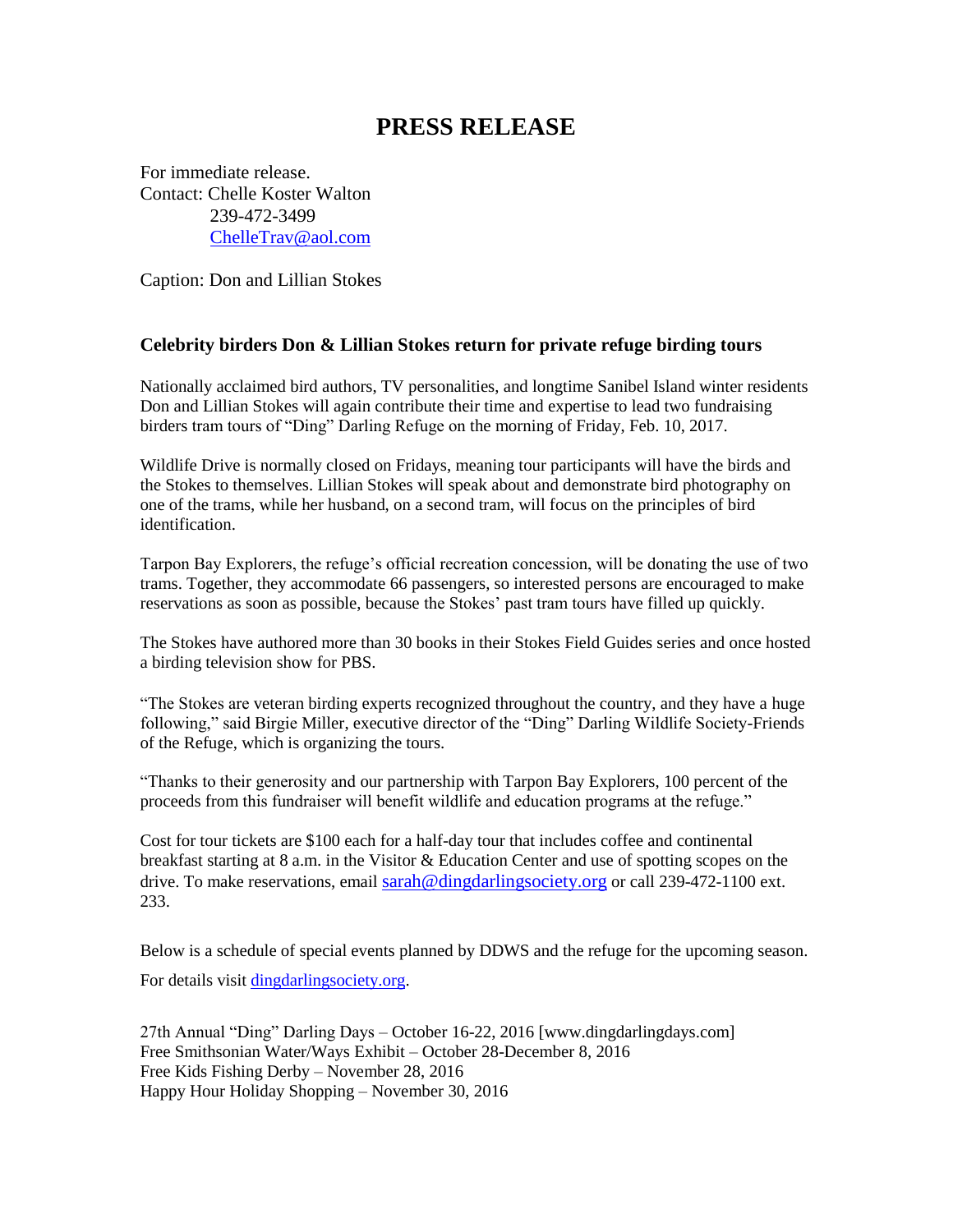# PRESS RELEASE

For immediate release.
Contact: Chelle Koster Walton
239-472-3499
ChelleTrav@aol.com

Caption: Don and Lillian Stokes

**Celebrity birders Don & Lillian Stokes return for private refuge birding tours**

Nationally acclaimed bird authors, TV personalities, and longtime Sanibel Island winter residents Don and Lillian Stokes will again contribute their time and expertise to lead two fundraising birders tram tours of "Ding" Darling Refuge on the morning of Friday, Feb. 10, 2017.

Wildlife Drive is normally closed on Fridays, meaning tour participants will have the birds and the Stokes to themselves. Lillian Stokes will speak about and demonstrate bird photography on one of the trams, while her husband, on a second tram, will focus on the principles of bird identification.

Tarpon Bay Explorers, the refuge's official recreation concession, will be donating the use of two trams. Together, they accommodate 66 passengers, so interested persons are encouraged to make reservations as soon as possible, because the Stokes' past tram tours have filled up quickly.

The Stokes have authored more than 30 books in their Stokes Field Guides series and once hosted a birding television show for PBS.

"The Stokes are veteran birding experts recognized throughout the country, and they have a huge following," said Birgie Miller, executive director of the "Ding" Darling Wildlife Society-Friends of the Refuge, which is organizing the tours.

"Thanks to their generosity and our partnership with Tarpon Bay Explorers, 100 percent of the proceeds from this fundraiser will benefit wildlife and education programs at the refuge."

Cost for tour tickets are $100 each for a half-day tour that includes coffee and continental breakfast starting at 8 a.m. in the Visitor & Education Center and use of spotting scopes on the drive. To make reservations, email sarah@dingdarlingsociety.org or call 239-472-1100 ext. 233.

Below is a schedule of special events planned by DDWS and the refuge for the upcoming season.

For details visit dingdarlingsociety.org.

27th Annual "Ding" Darling Days – October 16-22, 2016 [www.dingdarlingdays.com]
Free Smithsonian Water/Ways Exhibit – October 28-December 8, 2016
Free Kids Fishing Derby – November 28, 2016
Happy Hour Holiday Shopping – November 30, 2016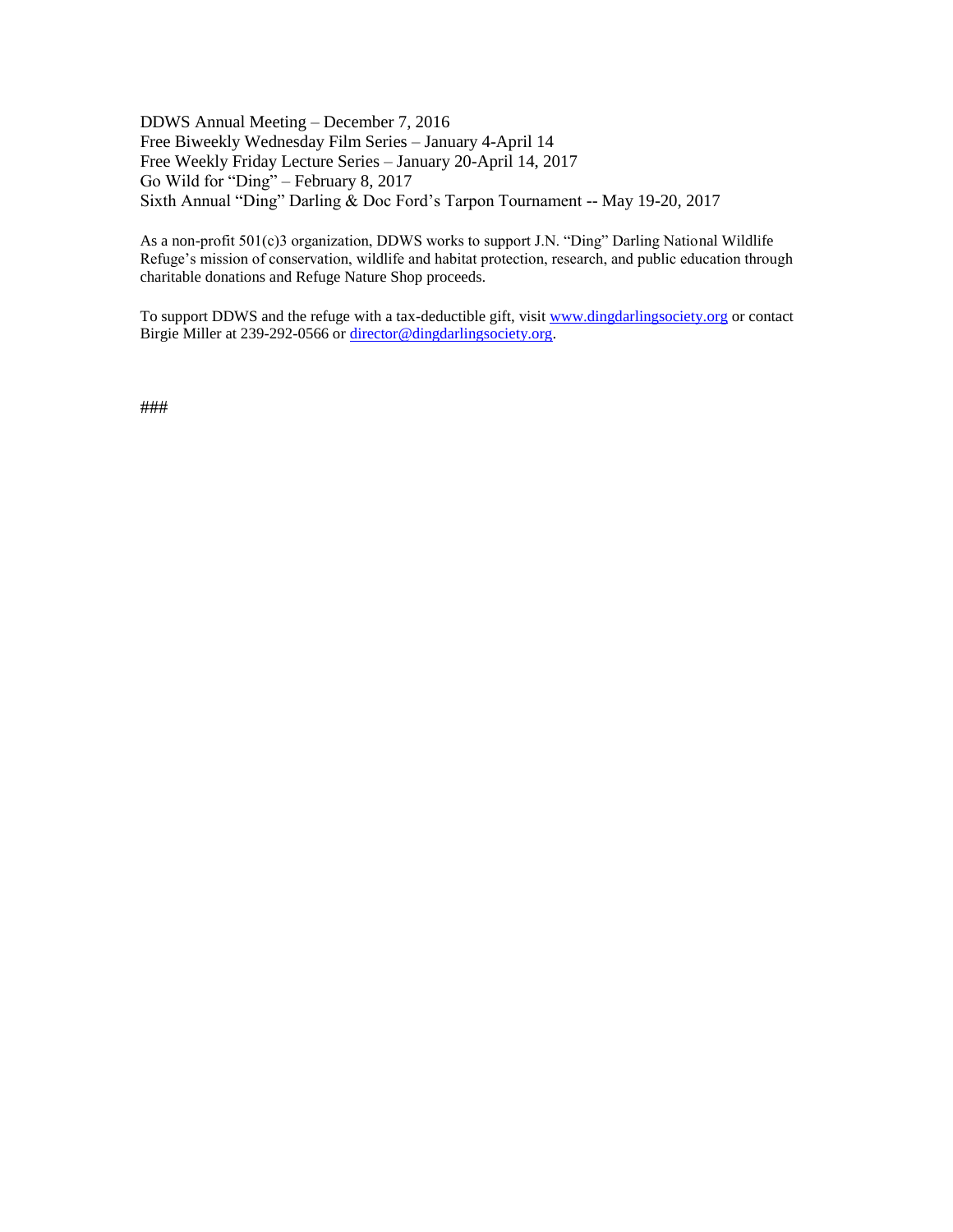DDWS Annual Meeting – December 7, 2016
Free Biweekly Wednesday Film Series – January 4-April 14
Free Weekly Friday Lecture Series – January 20-April 14, 2017
Go Wild for "Ding" – February 8, 2017
Sixth Annual "Ding" Darling & Doc Ford's Tarpon Tournament -- May 19-20, 2017

As a non-profit 501(c)3 organization, DDWS works to support J.N. "Ding" Darling National Wildlife Refuge's mission of conservation, wildlife and habitat protection, research, and public education through charitable donations and Refuge Nature Shop proceeds.

To support DDWS and the refuge with a tax-deductible gift, visit www.dingdarlingsociety.org or contact Birgie Miller at 239-292-0566 or director@dingdarlingsociety.org.

###